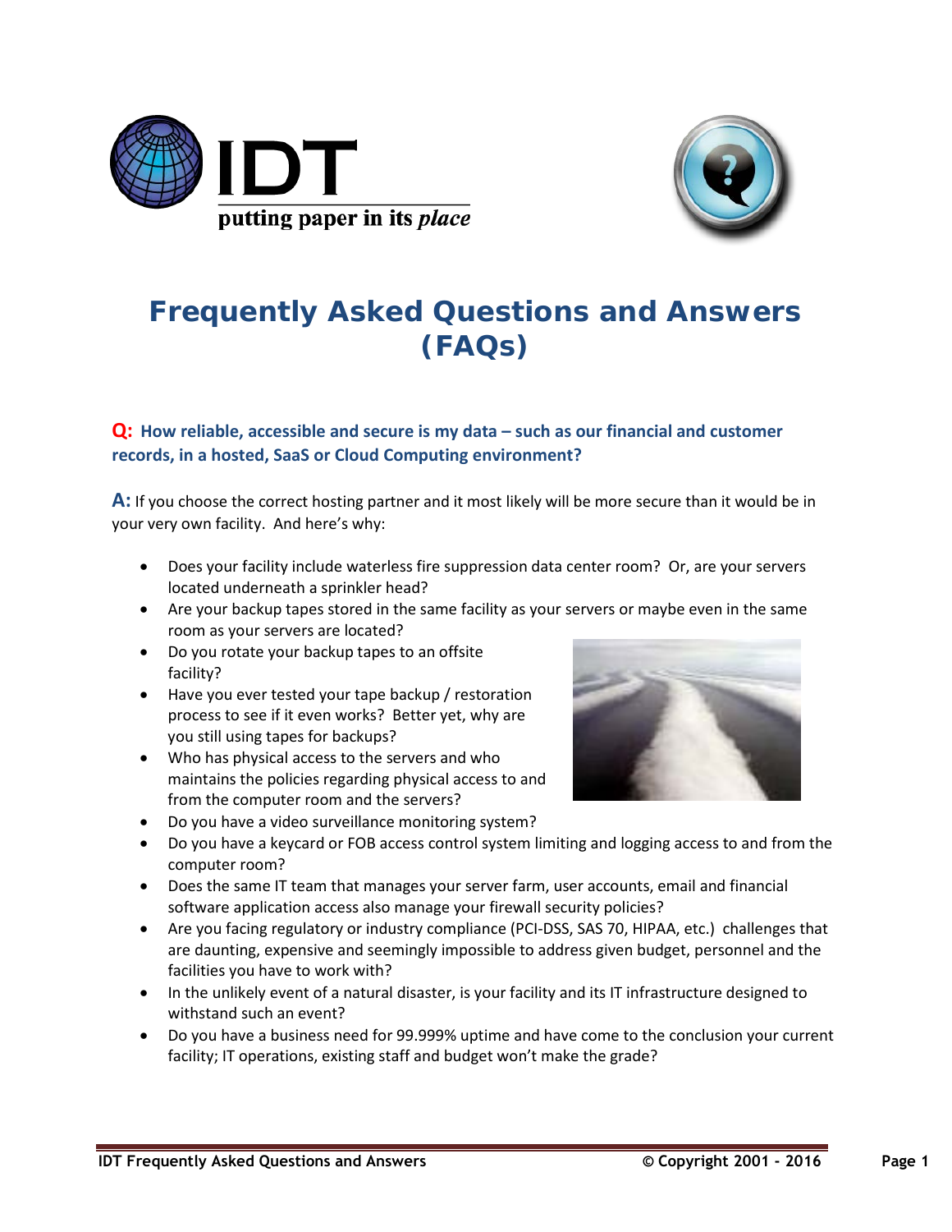IDT

putting paper in its *place*

# Frequently Asked Questions and Answers (FAQs)

**Q: How reliable, accessible and secure is my data – such as our financial and customer records, in a hosted, SaaS or Cloud Computing environment?**

**A:** If you choose the correct hosting partner and it most likely will be more secure than it would be in your very own facility. And here's why:

- Does your facility include waterless fire suppression data center room? Or, are your servers located underneath a sprinkler head?
- Are your backup tapes stored in the same facility as your servers or maybe even in the same room as your servers are located?
- Do you rotate your backup tapes to an offsite facility?
- Have you ever tested your tape backup / restoration process to see if it even works? Better yet, why are you still using tapes for backups?
- Who has physical access to the servers and who maintains the policies regarding physical access to and from the computer room and the servers?
- Do you have a video surveillance monitoring system?
- Do you have a keycard or FOB access control system limiting and logging access to and from the computer room?
- Does the same IT team that manages your server farm, user accounts, email and financial software application access also manage your firewall security policies?
- Are you facing regulatory or industry compliance (PCI-DSS, SAS 70, HIPAA, etc.) challenges that are daunting, expensive and seemingly impossible to address given budget, personnel and the facilities you have to work with?
- In the unlikely event of a natural disaster, is your facility and its IT infrastructure designed to withstand such an event?
- Do you have a business need for 99.999% uptime and have come to the conclusion your current facility; IT operations, existing staff and budget won't make the grade?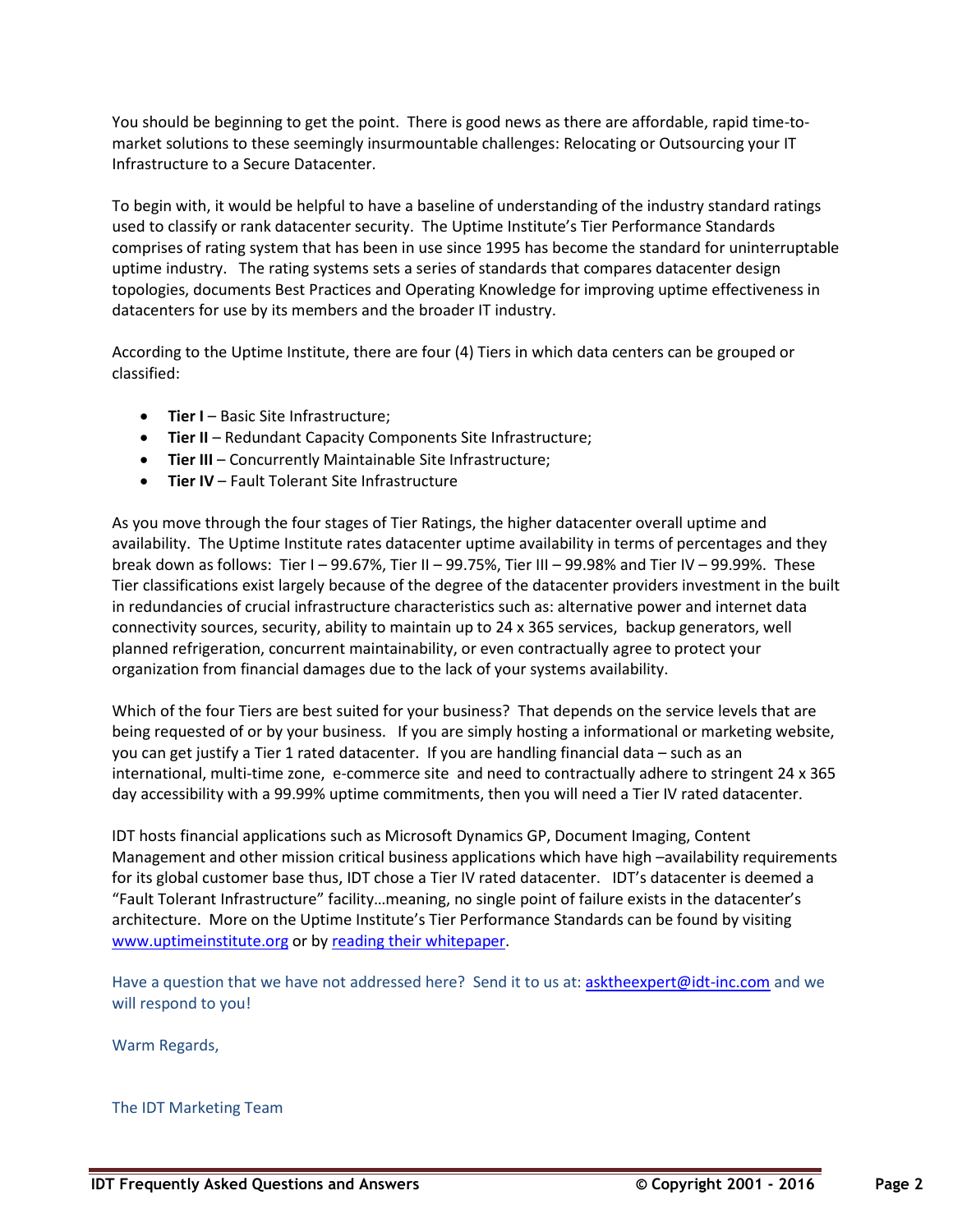You should be beginning to get the point. There is good news as there are affordable, rapid time-to-market solutions to these seemingly insurmountable challenges: Relocating or Outsourcing your IT Infrastructure to a Secure Datacenter.

To begin with, it would be helpful to have a baseline of understanding of the industry standard ratings used to classify or rank datacenter security. The Uptime Institute's Tier Performance Standards comprises of rating system that has been in use since 1995 has become the standard for uninterruptable uptime industry. The rating systems sets a series of standards that compares datacenter design topologies, documents Best Practices and Operating Knowledge for improving uptime effectiveness in datacenters for use by its members and the broader IT industry.

According to the Uptime Institute, there are four (4) Tiers in which data centers can be grouped or classified:

- **Tier I** – Basic Site Infrastructure;
- **Tier II** – Redundant Capacity Components Site Infrastructure;
- **Tier III** – Concurrently Maintainable Site Infrastructure;
- **Tier IV** – Fault Tolerant Site Infrastructure

As you move through the four stages of Tier Ratings, the higher datacenter overall uptime and availability. The Uptime Institute rates datacenter uptime availability in terms of percentages and they break down as follows: Tier I – 99.67%, Tier II – 99.75%, Tier III – 99.98% and Tier IV – 99.99%. These Tier classifications exist largely because of the degree of the datacenter providers investment in the built in redundancies of crucial infrastructure characteristics such as: alternative power and internet data connectivity sources, security, ability to maintain up to 24 x 365 services, backup generators, well planned refrigeration, concurrent maintainability, or even contractually agree to protect your organization from financial damages due to the lack of your systems availability.

Which of the four Tiers are best suited for your business? That depends on the service levels that are being requested of or by your business. If you are simply hosting a informational or marketing website, you can get justify a Tier 1 rated datacenter. If you are handling financial data – such as an international, multi-time zone, e-commerce site and need to contractually adhere to stringent 24 x 365 day accessibility with a 99.99% uptime commitments, then you will need a Tier IV rated datacenter.

IDT hosts financial applications such as Microsoft Dynamics GP, Document Imaging, Content Management and other mission critical business applications which have high –availability requirements for its global customer base thus, IDT chose a Tier IV rated datacenter. IDT's datacenter is deemed a "Fault Tolerant Infrastructure" facility…meaning, no single point of failure exists in the datacenter's architecture. More on the Uptime Institute's Tier Performance Standards can be found by visiting [www.uptimeinstitute.org](http://www.uptimeinstitute.org) or by [reading their whitepaper](#).

Have a question that we have not addressed here? Send it to us at: [asktheexpert@idt-inc.com](mailto:asktheexpert@idt-inc.com) and we will respond to you!

Warm Regards,

The IDT Marketing Team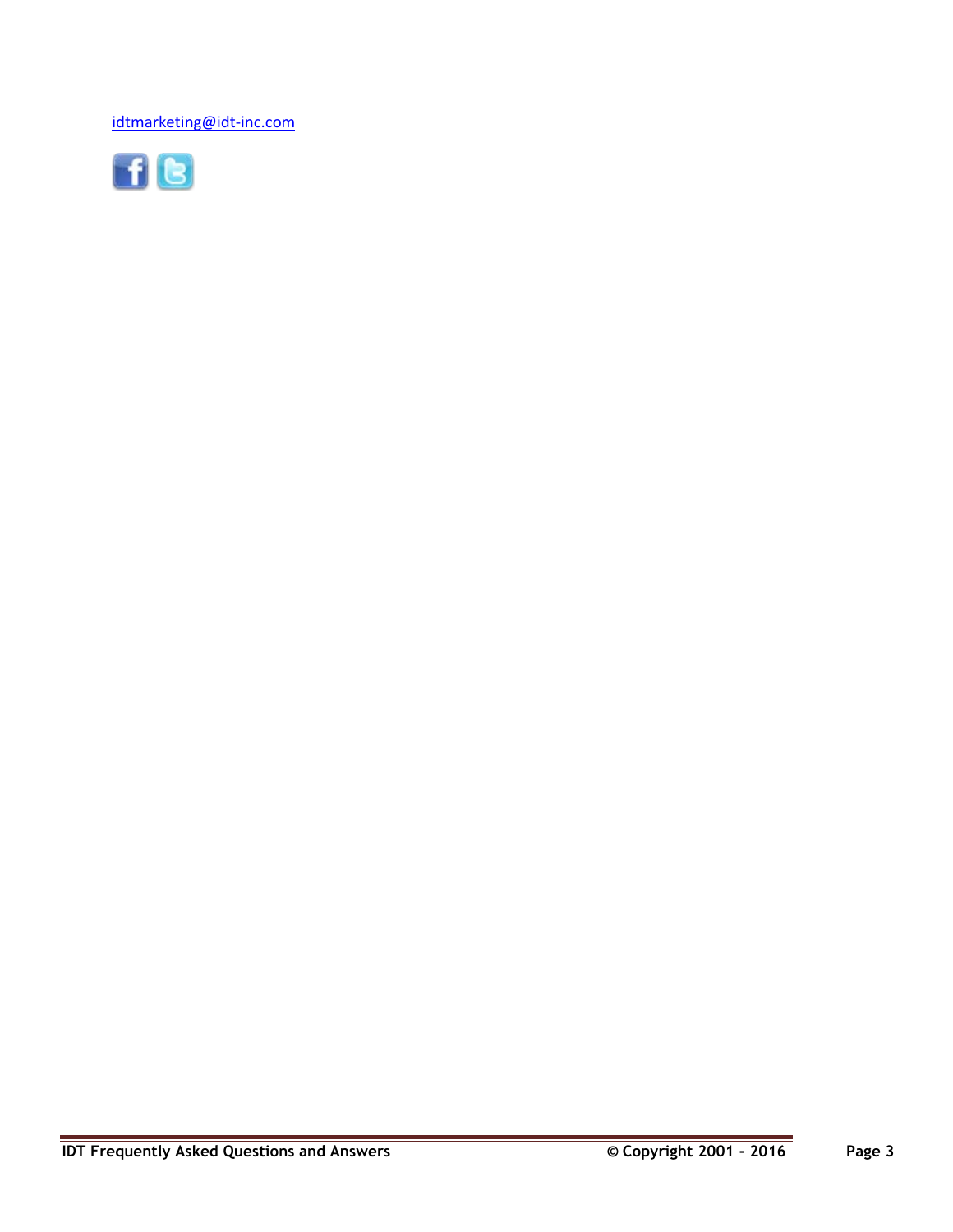idtmarketing@idt-inc.com